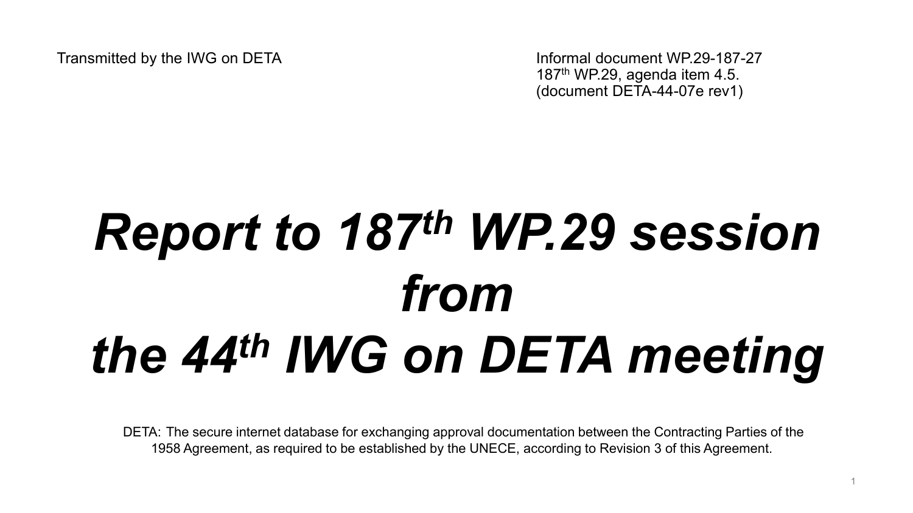Transmitted by the IWG on DETA

Informal document WP.29-187-27
187th WP.29, agenda item 4.5.
(document DETA-44-07e rev1)

# *Report to 187th WP.29 session from the 44th IWG on DETA meeting*

DETA: The secure internet database for exchanging approval documentation between the Contracting Parties of the 1958 Agreement, as required to be established by the UNECE, according to Revision 3 of this Agreement.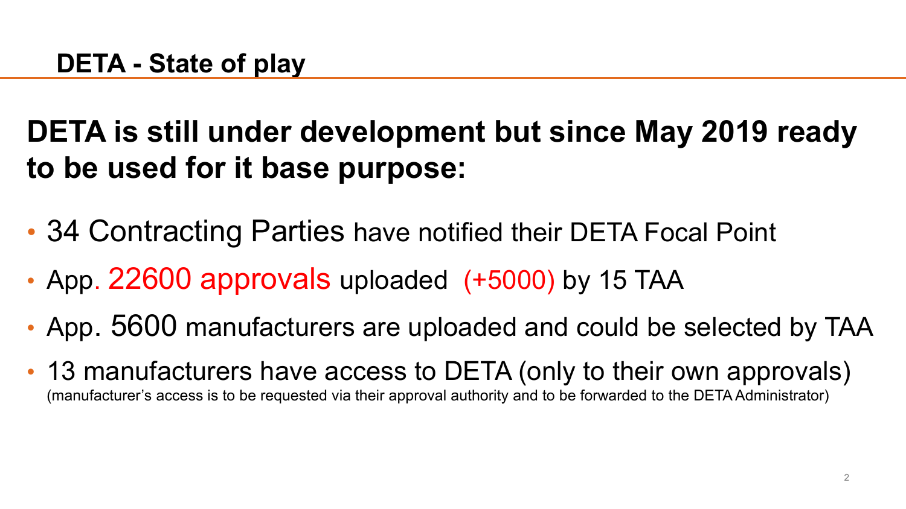## DETA - State of play

**DETA is still under development but since May 2019 ready to be used for it base purpose:**

- 34 Contracting Parties have notified their DETA Focal Point
- App. 22600 approvals uploaded (+5000) by 15 TAA
- App. 5600 manufacturers are uploaded and could be selected by TAA
- 13 manufacturers have access to DETA (only to their own approvals)
  (manufacturer's access is to be requested via their approval authority and to be forwarded to the DETA Administrator)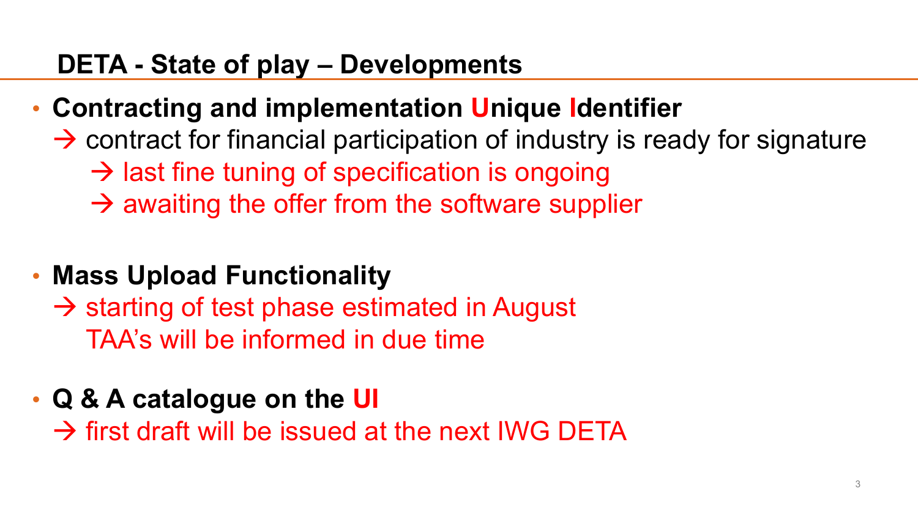## DETA - State of play – Developments

- **Contracting and implementation Unique Identifier**
  → contract for financial participation of industry is ready for signature
    → last fine tuning of specification is ongoing
    → awaiting the offer from the software supplier

- **Mass Upload Functionality**
  → starting of test phase estimated in August
  TAA's will be informed in due time

- **Q & A catalogue on the UI**
  → first draft will be issued at the next IWG DETA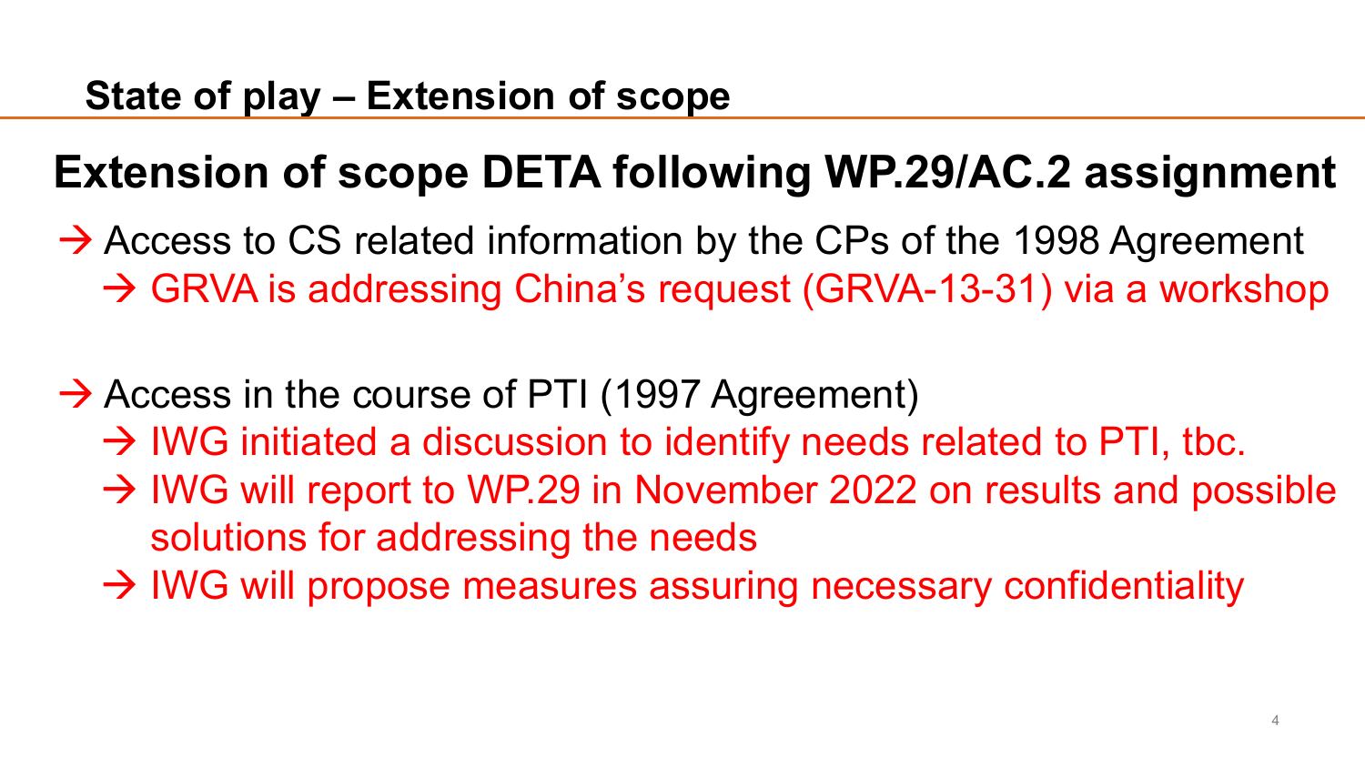## State of play – Extension of scope

# Extension of scope DETA following WP.29/AC.2 assignment

→ Access to CS related information by the CPs of the 1998 Agreement
  → GRVA is addressing China's request (GRVA-13-31) via a workshop

→ Access in the course of PTI (1997 Agreement)
  → IWG initiated a discussion to identify needs related to PTI, tbc.
  → IWG will report to WP.29 in November 2022 on results and possible solutions for addressing the needs
  → IWG will propose measures assuring necessary confidentiality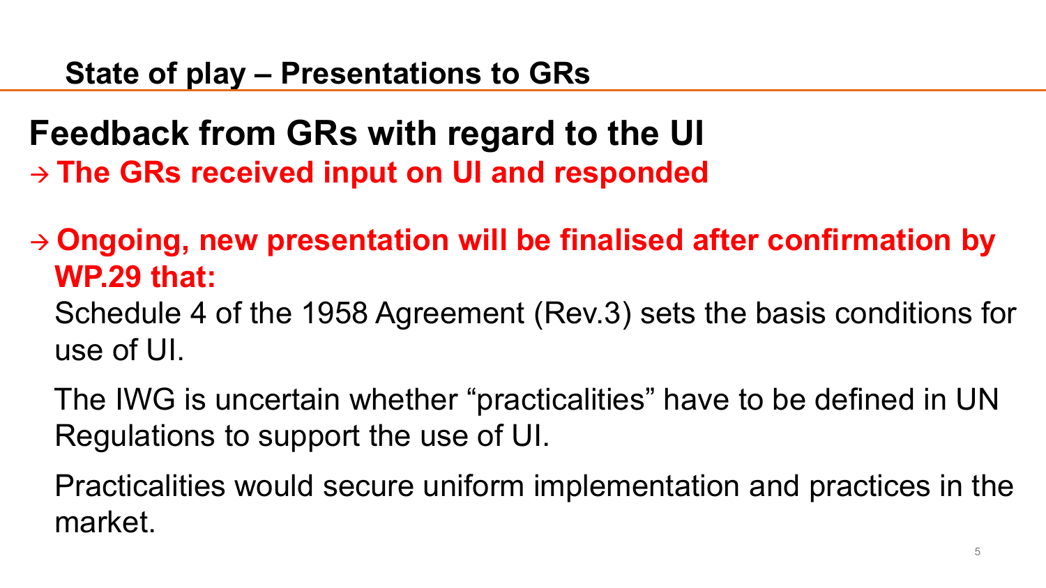## State of play – Presentations to GRs

### Feedback from GRs with regard to the UI

→ **The GRs received input on UI and responded**

→ **Ongoing, new presentation will be finalised after confirmation by WP.29 that:**

Schedule 4 of the 1958 Agreement (Rev.3) sets the basis conditions for use of UI.

The IWG is uncertain whether “practicalities” have to be defined in UN Regulations to support the use of UI.

Practicalities would secure uniform implementation and practices in the market.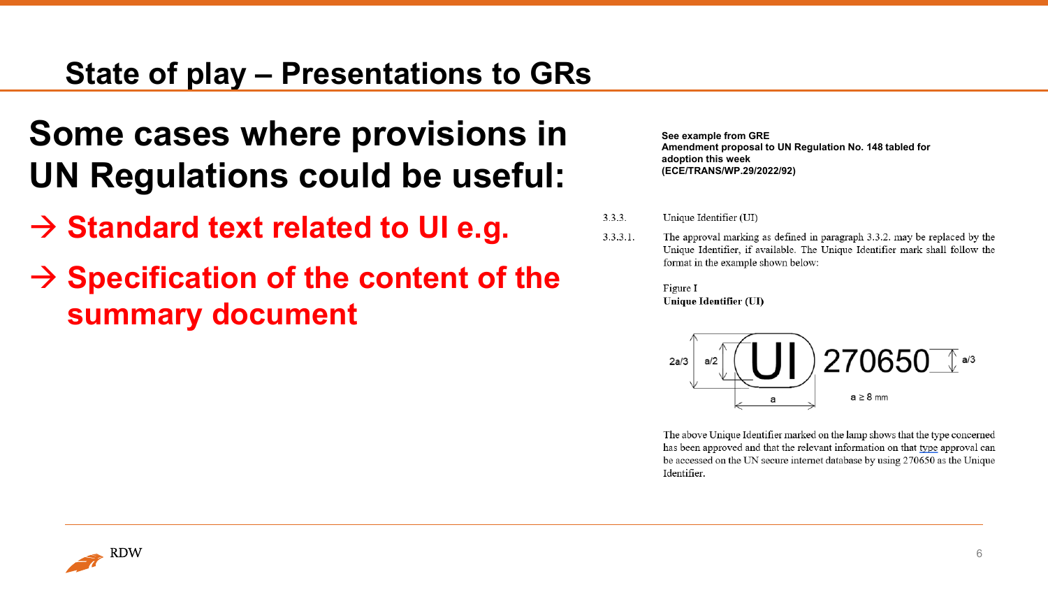## State of play – Presentations to GRs

# Some cases where provisions in UN Regulations could be useful:

- → **Standard text related to UI e.g.**
- → **Specification of the content of the summary document**

**See example from GRE**
**Amendment proposal to UN Regulation No. 148 tabled for adoption this week**
**(ECE/TRANS/WP.29/2022/92)**

3.3.3. Unique Identifier (UI)

3.3.3.1. The approval marking as defined in paragraph 3.3.2. may be replaced by the Unique Identifier, if available. The Unique Identifier mark shall follow the format in the example shown below:

Figure I
**Unique Identifier (UI)**

UI 270650

2a/3, a/2, a, a/3

a ≥ 8 mm

The above Unique Identifier marked on the lamp shows that the type concerned has been approved and that the relevant information on that type approval can be accessed on the UN secure internet database by using 270650 as the Unique Identifier.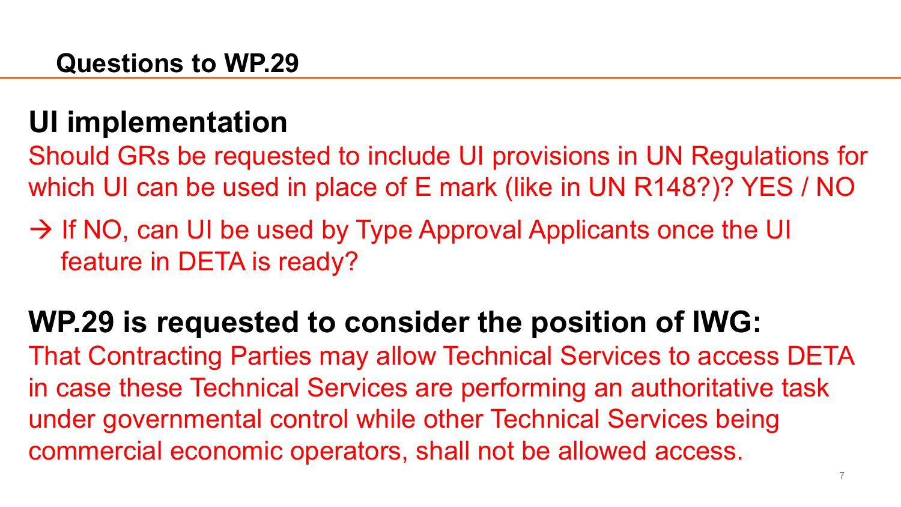## Questions to WP.29

### UI implementation

Should GRs be requested to include UI provisions in UN Regulations for which UI can be used in place of E mark (like in UN R148?)? YES / NO

→ If NO, can UI be used by Type Approval Applicants once the UI feature in DETA is ready?

### WP.29 is requested to consider the position of IWG:

That Contracting Parties may allow Technical Services to access DETA in case these Technical Services are performing an authoritative task under governmental control while other Technical Services being commercial economic operators, shall not be allowed access.